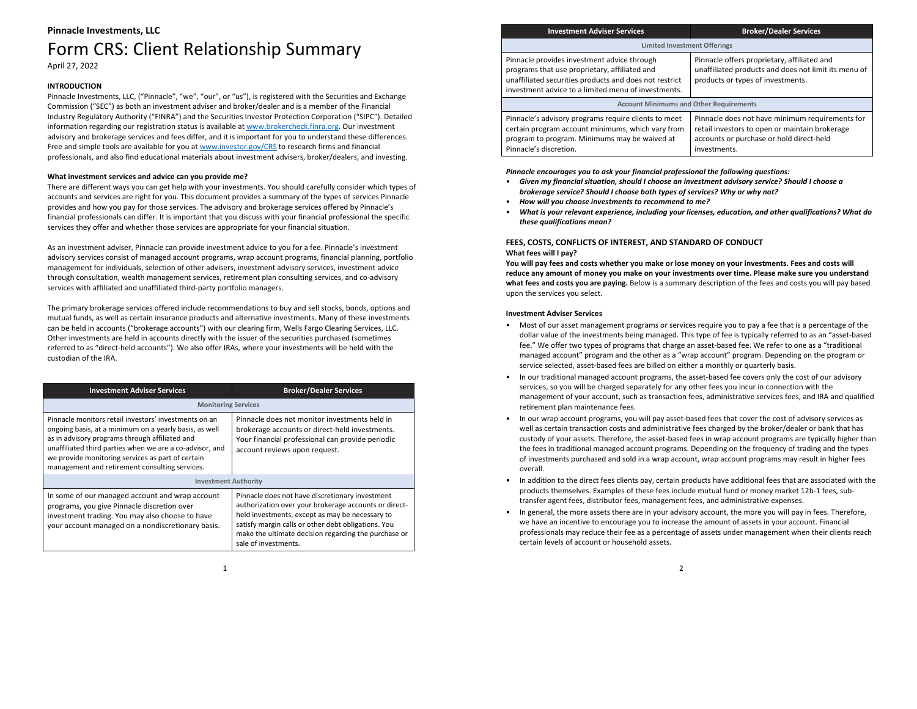**Pinnacle Investments, LLC**

# Form CRS: Client Relationship Summary

April 27, 2022

### INTRODUCTION

Pinnacle Investments, LLC, ("Pinnacle", "we", "our", or "us"), is registered with the Securities and Exchange Commission ("SEC") as both an investment adviser and broker/dealer and is a member of the Financial Industry Regulatory Authority ("FINRA") and the Securities Investor Protection Corporation ("SIPC"). Detailed information regarding our registration status is available at www.brokercheck.finra.org. Our investment advisory and brokerage services and fees differ, and it is important for you to understand these differences. Free and simple tools are available for you at www.investor.gov/CRS to research firms and financial professionals, and also find educational materials about investment advisers, broker/dealers, and investing.

#### What investment services and advice can you provide me?

There are different ways you can get help with your investments. You should carefully consider which types of accounts and services are right for you. This document provides a summary of the types of services Pinnacle provides and how you pay for those services. The advisory and brokerage services offered by Pinnacle's financial professionals can differ. It is important that you discuss with your financial professional the specific services they offer and whether those services are appropriate for your financial situation.

As an investment adviser, Pinnacle can provide investment advice to you for a fee. Pinnacle's investment advisory services consist of managed account programs, wrap account programs, financial planning, portfolio management for individuals, selection of other advisers, investment advisory services, investment advice through consultation, wealth management services, retirement plan consulting services, and co-advisory services with affiliated and unaffiliated third-party portfolio managers.

The primary brokerage services offered include recommendations to buy and sell stocks, bonds, options and mutual funds, as well as certain insurance products and alternative investments. Many of these investments can be held in accounts ("brokerage accounts") with our clearing firm, Wells Fargo Clearing Services, LLC. Other investments are held in accounts directly with the issuer of the securities purchased (sometimes referred to as "direct-held accounts"). We also offer IRAs, where your investments will be held with the custodian of the IRA.

| Investment Adviser Services | Broker/Dealer Services |
|---|---|
| **Monitoring Services** | |
| Pinnacle monitors retail investors' investments on an ongoing basis, at a minimum on a yearly basis, as well as in advisory programs through affiliated and unaffiliated third parties when we are a co-advisor, and we provide monitoring services as part of certain management and retirement consulting services. | Pinnacle does not monitor investments held in brokerage accounts or direct-held investments. Your financial professional can provide periodic account reviews upon request. |
| **Investment Authority** | |
| In some of our managed account and wrap account programs, you give Pinnacle discretion over investment trading. You may also choose to have your account managed on a nondiscretionary basis. | Pinnacle does not have discretionary investment authorization over your brokerage accounts or direct-held investments, except as may be necessary to satisfy margin calls or other debt obligations. You make the ultimate decision regarding the purchase or sale of investments. |
| **Limited Investment Offerings** | |
| Pinnacle provides investment advice through programs that use proprietary, affiliated and unaffiliated securities products and does not restrict investment advice to a limited menu of investments. | Pinnacle offers proprietary, affiliated and unaffiliated products and does not limit its menu of products or types of investments. |
| **Account Minimums and Other Requirements** | |
| Pinnacle's advisory programs require clients to meet certain program account minimums, which vary from program to program. Minimums may be waived at Pinnacle's discretion. | Pinnacle does not have minimum requirements for retail investors to open or maintain brokerage accounts or purchase or hold direct-held investments. |

***Pinnacle encourages you to ask your financial professional the following questions:***

- ***Given my financial situation, should I choose an investment advisory service? Should I choose a brokerage service? Should I choose both types of services? Why or why not?***
- ***How will you choose investments to recommend to me?***
- ***What is your relevant experience, including your licenses, education, and other qualifications? What do these qualifications mean?***

### FEES, COSTS, CONFLICTS OF INTEREST, AND STANDARD OF CONDUCT

#### What fees will I pay?

**You will pay fees and costs whether you make or lose money on your investments. Fees and costs will reduce any amount of money you make on your investments over time. Please make sure you understand what fees and costs you are paying.** Below is a summary description of the fees and costs you will pay based upon the services you select.

**Investment Adviser Services**

- Most of our asset management programs or services require you to pay a fee that is a percentage of the dollar value of the investments being managed. This type of fee is typically referred to as an "asset-based fee." We offer two types of programs that charge an asset-based fee. We refer to one as a "traditional managed account" program and the other as a "wrap account" program. Depending on the program or service selected, asset-based fees are billed on either a monthly or quarterly basis.
- In our traditional managed account programs, the asset-based fee covers only the cost of our advisory services, so you will be charged separately for any other fees you incur in connection with the management of your account, such as transaction fees, administrative services fees, and IRA and qualified retirement plan maintenance fees.
- In our wrap account programs, you will pay asset-based fees that cover the cost of advisory services as well as certain transaction costs and administrative fees charged by the broker/dealer or bank that has custody of your assets. Therefore, the asset-based fees in wrap account programs are typically higher than the fees in traditional managed account programs. Depending on the frequency of trading and the types of investments purchased and sold in a wrap account, wrap account programs may result in higher fees overall.
- In addition to the direct fees clients pay, certain products have additional fees that are associated with the products themselves. Examples of these fees include mutual fund or money market 12b-1 fees, sub-transfer agent fees, distributor fees, management fees, and administrative expenses.
- In general, the more assets there are in your advisory account, the more you will pay in fees. Therefore, we have an incentive to encourage you to increase the amount of assets in your account. Financial professionals may reduce their fee as a percentage of assets under management when their clients reach certain levels of account or household assets.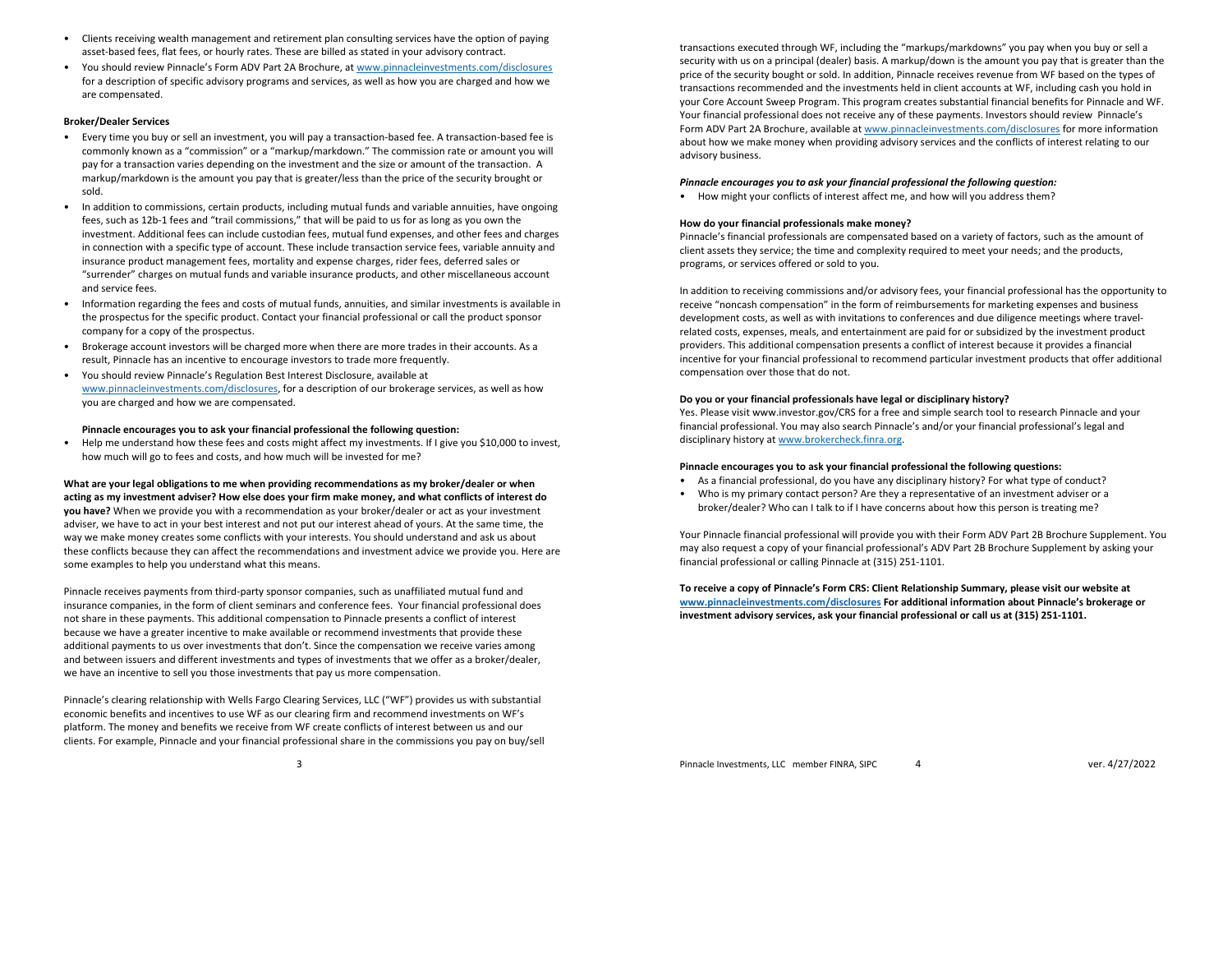- Clients receiving wealth management and retirement plan consulting services have the option of paying asset-based fees, flat fees, or hourly rates. These are billed as stated in your advisory contract.
- You should review Pinnacle's Form ADV Part 2A Brochure, at www.pinnacleinvestments.com/disclosures for a description of specific advisory programs and services, as well as how you are charged and how we are compensated.

**Broker/Dealer Services**

- Every time you buy or sell an investment, you will pay a transaction-based fee. A transaction-based fee is commonly known as a "commission" or a "markup/markdown." The commission rate or amount you will pay for a transaction varies depending on the investment and the size or amount of the transaction. A markup/markdown is the amount you pay that is greater/less than the price of the security brought or sold.
- In addition to commissions, certain products, including mutual funds and variable annuities, have ongoing fees, such as 12b-1 fees and "trail commissions," that will be paid to us for as long as you own the investment. Additional fees can include custodian fees, mutual fund expenses, and other fees and charges in connection with a specific type of account. These include transaction service fees, variable annuity and insurance product management fees, mortality and expense charges, rider fees, deferred sales or "surrender" charges on mutual funds and variable insurance products, and other miscellaneous account and service fees.
- Information regarding the fees and costs of mutual funds, annuities, and similar investments is available in the prospectus for the specific product. Contact your financial professional or call the product sponsor company for a copy of the prospectus.
- Brokerage account investors will be charged more when there are more trades in their accounts. As a result, Pinnacle has an incentive to encourage investors to trade more frequently.
- You should review Pinnacle's Regulation Best Interest Disclosure, available at www.pinnacleinvestments.com/disclosures, for a description of our brokerage services, as well as how you are charged and how we are compensated.

**Pinnacle encourages you to ask your financial professional the following question:**

- Help me understand how these fees and costs might affect my investments. If I give you $10,000 to invest, how much will go to fees and costs, and how much will be invested for me?

**What are your legal obligations to me when providing recommendations as my broker/dealer or when acting as my investment adviser? How else does your firm make money, and what conflicts of interest do you have?** When we provide you with a recommendation as your broker/dealer or act as your investment adviser, we have to act in your best interest and not put our interest ahead of yours. At the same time, the way we make money creates some conflicts with your interests. You should understand and ask us about these conflicts because they can affect the recommendations and investment advice we provide you. Here are some examples to help you understand what this means.

Pinnacle receives payments from third-party sponsor companies, such as unaffiliated mutual fund and insurance companies, in the form of client seminars and conference fees. Your financial professional does not share in these payments. This additional compensation to Pinnacle presents a conflict of interest because we have a greater incentive to make available or recommend investments that provide these additional payments to us over investments that don't. Since the compensation we receive varies among and between issuers and different investments and types of investments that we offer as a broker/dealer, we have an incentive to sell you those investments that pay us more compensation.

Pinnacle's clearing relationship with Wells Fargo Clearing Services, LLC ("WF") provides us with substantial economic benefits and incentives to use WF as our clearing firm and recommend investments on WF's platform. The money and benefits we receive from WF create conflicts of interest between us and our clients. For example, Pinnacle and your financial professional share in the commissions you pay on buy/sell transactions executed through WF, including the "markups/markdowns" you pay when you buy or sell a security with us on a principal (dealer) basis. A markup/down is the amount you pay that is greater than the price of the security bought or sold. In addition, Pinnacle receives revenue from WF based on the types of transactions recommended and the investments held in client accounts at WF, including cash you hold in your Core Account Sweep Program. This program creates substantial financial benefits for Pinnacle and WF. Your financial professional does not receive any of these payments. Investors should review Pinnacle's Form ADV Part 2A Brochure, available at www.pinnacleinvestments.com/disclosures for more information about how we make money when providing advisory services and the conflicts of interest relating to our advisory business.

***Pinnacle encourages you to ask your financial professional the following question:***

- How might your conflicts of interest affect me, and how will you address them?

**How do your financial professionals make money?**

Pinnacle's financial professionals are compensated based on a variety of factors, such as the amount of client assets they service; the time and complexity required to meet your needs; and the products, programs, or services offered or sold to you.

In addition to receiving commissions and/or advisory fees, your financial professional has the opportunity to receive "noncash compensation" in the form of reimbursements for marketing expenses and business development costs, as well as with invitations to conferences and due diligence meetings where travel-related costs, expenses, meals, and entertainment are paid for or subsidized by the investment product providers. This additional compensation presents a conflict of interest because it provides a financial incentive for your financial professional to recommend particular investment products that offer additional compensation over those that do not.

**Do you or your financial professionals have legal or disciplinary history?**

Yes. Please visit www.investor.gov/CRS for a free and simple search tool to research Pinnacle and your financial professional. You may also search Pinnacle's and/or your financial professional's legal and disciplinary history at www.brokercheck.finra.org.

**Pinnacle encourages you to ask your financial professional the following questions:**

- As a financial professional, do you have any disciplinary history? For what type of conduct?
- Who is my primary contact person? Are they a representative of an investment adviser or a broker/dealer? Who can I talk to if I have concerns about how this person is treating me?

Your Pinnacle financial professional will provide you with their Form ADV Part 2B Brochure Supplement. You may also request a copy of your financial professional's ADV Part 2B Brochure Supplement by asking your financial professional or calling Pinnacle at (315) 251-1101.

**To receive a copy of Pinnacle's Form CRS: Client Relationship Summary, please visit our website at www.pinnacleinvestments.com/disclosures For additional information about Pinnacle's brokerage or investment advisory services, ask your financial professional or call us at (315) 251-1101.**